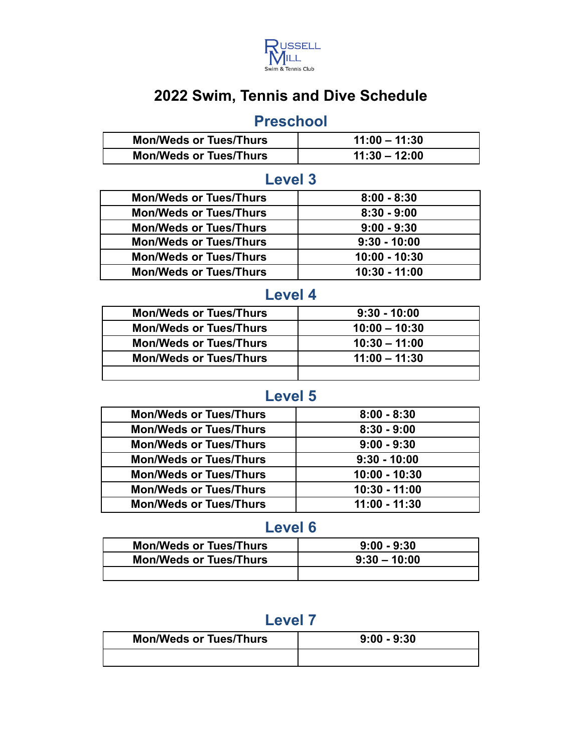RUSSELL MILL
Swim & Tennis Club

# 2022 Swim, Tennis and Dive Schedule

## Preschool

| | |
|---|---|
| Mon/Weds or Tues/Thurs | 11:00 – 11:30 |
| Mon/Weds or Tues/Thurs | 11:30 – 12:00 |

## Level 3

| | |
|---|---|
| Mon/Weds or Tues/Thurs | 8:00 - 8:30 |
| Mon/Weds or Tues/Thurs | 8:30 - 9:00 |
| Mon/Weds or Tues/Thurs | 9:00 - 9:30 |
| Mon/Weds or Tues/Thurs | 9:30 - 10:00 |
| Mon/Weds or Tues/Thurs | 10:00 - 10:30 |
| Mon/Weds or Tues/Thurs | 10:30 - 11:00 |

## Level 4

| | |
|---|---|
| Mon/Weds or Tues/Thurs | 9:30 - 10:00 |
| Mon/Weds or Tues/Thurs | 10:00 – 10:30 |
| Mon/Weds or Tues/Thurs | 10:30 – 11:00 |
| Mon/Weds or Tues/Thurs | 11:00 – 11:30 |
| | |

## Level 5

| | |
|---|---|
| Mon/Weds or Tues/Thurs | 8:00 - 8:30 |
| Mon/Weds or Tues/Thurs | 8:30 - 9:00 |
| Mon/Weds or Tues/Thurs | 9:00 - 9:30 |
| Mon/Weds or Tues/Thurs | 9:30 - 10:00 |
| Mon/Weds or Tues/Thurs | 10:00 - 10:30 |
| Mon/Weds or Tues/Thurs | 10:30 - 11:00 |
| Mon/Weds or Tues/Thurs | 11:00 - 11:30 |

## Level 6

| | |
|---|---|
| Mon/Weds or Tues/Thurs | 9:00 - 9:30 |
| Mon/Weds or Tues/Thurs | 9:30 – 10:00 |
| | |

## Level 7

| | |
|---|---|
| Mon/Weds or Tues/Thurs | 9:00 - 9:30 |
| | |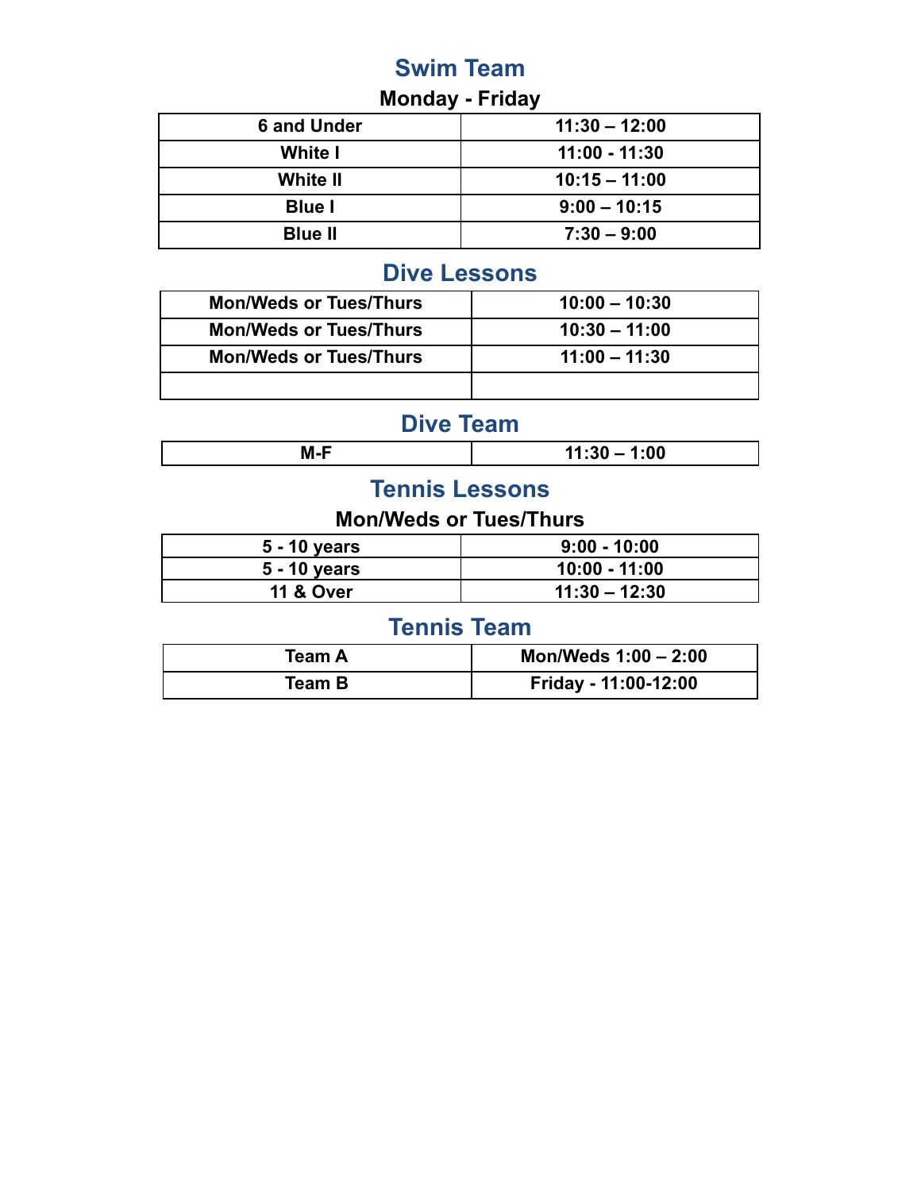## Swim Team

**Monday - Friday**

| | |
|---|---|
| 6 and Under | 11:30 – 12:00 |
| White I | 11:00 - 11:30 |
| White II | 10:15 – 11:00 |
| Blue I | 9:00 – 10:15 |
| Blue II | 7:30 – 9:00 |

## Dive Lessons

| | |
|---|---|
| Mon/Weds or Tues/Thurs | 10:00 – 10:30 |
| Mon/Weds or Tues/Thurs | 10:30 – 11:00 |
| Mon/Weds or Tues/Thurs | 11:00 – 11:30 |
| | |

## Dive Team

| | |
|---|---|
| M-F | 11:30 – 1:00 |

## Tennis Lessons

**Mon/Weds or Tues/Thurs**

| | |
|---|---|
| 5 - 10 years | 9:00 - 10:00 |
| 5 - 10 years | 10:00 - 11:00 |
| 11 & Over | 11:30 – 12:30 |

## Tennis Team

| | |
|---|---|
| Team A | Mon/Weds 1:00 – 2:00 |
| Team B | Friday - 11:00-12:00 |